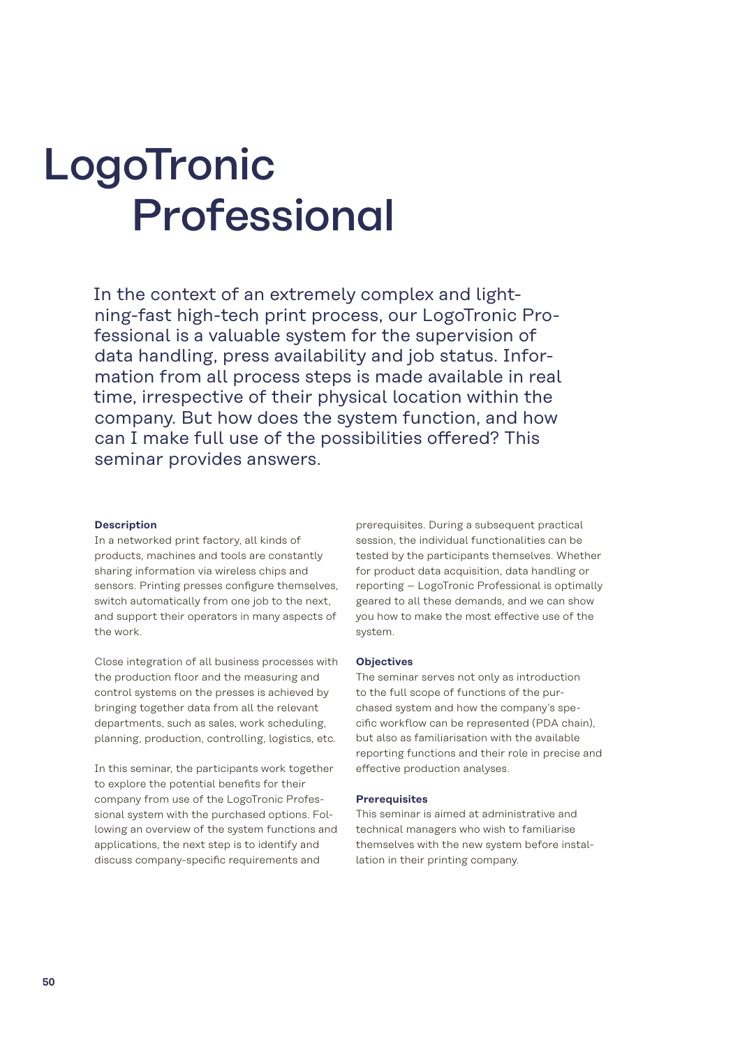# LogoTronic Professional

In the context of an extremely complex and lightning-fast high-tech print process, our LogoTronic Professional is a valuable system for the supervision of data handling, press availability and job status. Information from all process steps is made available in real time, irrespective of their physical location within the company. But how does the system function, and how can I make full use of the possibilities offered? This seminar provides answers.

**Description**

In a networked print factory, all kinds of products, machines and tools are constantly sharing information via wireless chips and sensors. Printing presses configure themselves, switch automatically from one job to the next, and support their operators in many aspects of the work.

Close integration of all business processes with the production floor and the measuring and control systems on the presses is achieved by bringing together data from all the relevant departments, such as sales, work scheduling, planning, production, controlling, logistics, etc.

In this seminar, the participants work together to explore the potential benefits for their company from use of the LogoTronic Professional system with the purchased options. Following an overview of the system functions and applications, the next step is to identify and discuss company-specific requirements and prerequisites. During a subsequent practical session, the individual functionalities can be tested by the participants themselves. Whether for product data acquisition, data handling or reporting – LogoTronic Professional is optimally geared to all these demands, and we can show you how to make the most effective use of the system.

**Objectives**

The seminar serves not only as introduction to the full scope of functions of the purchased system and how the company's specific workflow can be represented (PDA chain), but also as familiarisation with the available reporting functions and their role in precise and effective production analyses.

**Prerequisites**

This seminar is aimed at administrative and technical managers who wish to familiarise themselves with the new system before installation in their printing company.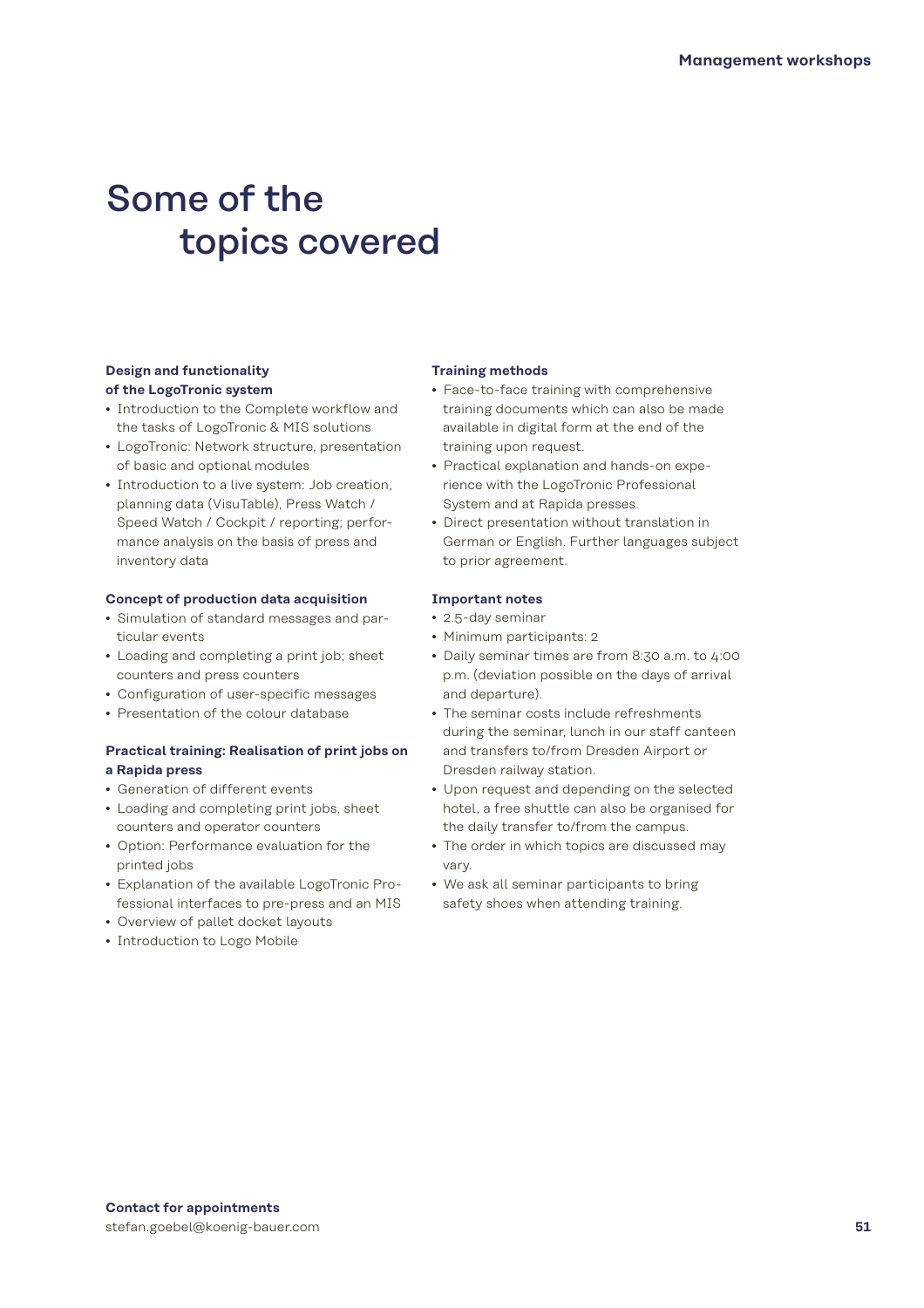# Some of the topics covered

### Design and functionality of the LogoTronic system

- Introduction to the Complete workflow and the tasks of LogoTronic & MIS solutions
- LogoTronic: Network structure, presentation of basic and optional modules
- Introduction to a live system: Job creation, planning data (VisuTable), Press Watch / Speed Watch / Cockpit / reporting; performance analysis on the basis of press and inventory data

### Concept of production data acquisition

- Simulation of standard messages and particular events
- Loading and completing a print job; sheet counters and press counters
- Configuration of user-specific messages
- Presentation of the colour database

### Practical training: Realisation of print jobs on a Rapida press

- Generation of different events
- Loading and completing print jobs, sheet counters and operator counters
- Option: Performance evaluation for the printed jobs
- Explanation of the available LogoTronic Professional interfaces to pre-press and an MIS
- Overview of pallet docket layouts
- Introduction to Logo Mobile

### Training methods

- Face-to-face training with comprehensive training documents which can also be made available in digital form at the end of the training upon request.
- Practical explanation and hands-on experience with the LogoTronic Professional System and at Rapida presses.
- Direct presentation without translation in German or English. Further languages subject to prior agreement.

### Important notes

- 2.5-day seminar
- Minimum participants: 2
- Daily seminar times are from 8:30 a.m. to 4:00 p.m. (deviation possible on the days of arrival and departure).
- The seminar costs include refreshments during the seminar, lunch in our staff canteen and transfers to/from Dresden Airport or Dresden railway station.
- Upon request and depending on the selected hotel, a free shuttle can also be organised for the daily transfer to/from the campus.
- The order in which topics are discussed may vary.
- We ask all seminar participants to bring safety shoes when attending training.

**Contact for appointments**
stefan.goebel@koenig-bauer.com